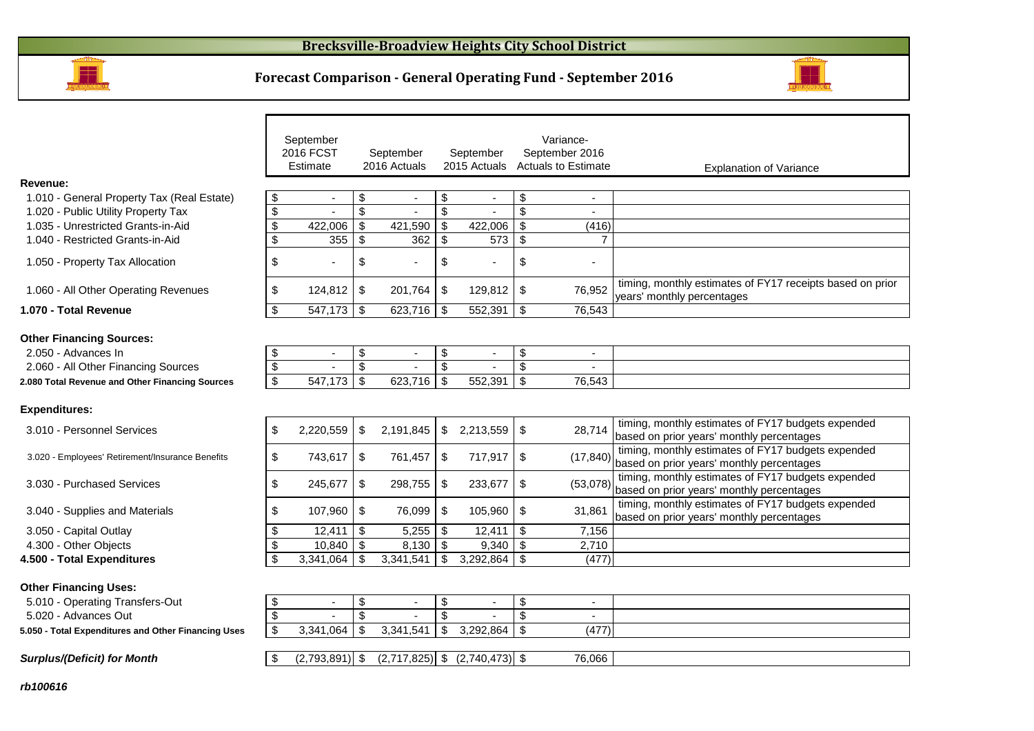# Brecksville-Broadview Heights City School District

## Forecast Comparison - General Operating Fund - September 2016

| | September 2016 FCST Estimate | September 2016 Actuals | September 2015 Actuals | Variance- September 2016 Actuals to Estimate | Explanation of Variance |
|---|---|---|---|---|---|
| **Revenue:** | | | | | |
| 1.010 - General Property Tax (Real Estate) | $ - | $ - | $ - | $ - | |
| 1.020 - Public Utility Property Tax | $ - | $ - | $ - | $ - | |
| 1.035 - Unrestricted Grants-in-Aid | $ 422,006 | $ 421,590 | $ 422,006 | $ (416) | |
| 1.040 - Restricted Grants-in-Aid | $ 355 | $ 362 | $ 573 | $ 7 | |
| 1.050 - Property Tax Allocation | $ - | $ - | $ - | $ - | |
| 1.060 - All Other Operating Revenues | $ 124,812 | $ 201,764 | $ 129,812 | $ 76,952 | timing, monthly estimates of FY17 receipts based on prior years' monthly percentages |
| **1.070 - Total Revenue** | $ 547,173 | $ 623,716 | $ 552,391 | $ 76,543 | |
| **Other Financing Sources:** | | | | | |
| 2.050 - Advances In | $ - | $ - | $ - | $ - | |
| 2.060 - All Other Financing Sources | $ - | $ - | $ - | $ - | |
| **2.080 Total Revenue and Other Financing Sources** | $ 547,173 | $ 623,716 | $ 552,391 | $ 76,543 | |
| **Expenditures:** | | | | | |
| 3.010 - Personnel Services | $ 2,220,559 | $ 2,191,845 | $ 2,213,559 | $ 28,714 | timing, monthly estimates of FY17 budgets expended based on prior years' monthly percentages |
| 3.020 - Employees' Retirement/Insurance Benefits | $ 743,617 | $ 761,457 | $ 717,917 | $ (17,840) | timing, monthly estimates of FY17 budgets expended based on prior years' monthly percentages |
| 3.030 - Purchased Services | $ 245,677 | $ 298,755 | $ 233,677 | $ (53,078) | timing, monthly estimates of FY17 budgets expended based on prior years' monthly percentages |
| 3.040 - Supplies and Materials | $ 107,960 | $ 76,099 | $ 105,960 | $ 31,861 | timing, monthly estimates of FY17 budgets expended based on prior years' monthly percentages |
| 3.050 - Capital Outlay | $ 12,411 | $ 5,255 | $ 12,411 | $ 7,156 | |
| 4.300 - Other Objects | $ 10,840 | $ 8,130 | $ 9,340 | $ 2,710 | |
| **4.500 - Total Expenditures** | $ 3,341,064 | $ 3,341,541 | $ 3,292,864 | $ (477) | |
| **Other Financing Uses:** | | | | | |
| 5.010 - Operating Transfers-Out | $ - | $ - | $ - | $ - | |
| 5.020 - Advances Out | $ - | $ - | $ - | $ - | |
| **5.050 - Total Expenditures and Other Financing Uses** | $ 3,341,064 | $ 3,341,541 | $ 3,292,864 | $ (477) | |
| ***Surplus/(Deficit) for Month*** | $ (2,793,891) | $ (2,717,825) | $ (2,740,473) | $ 76,066 | |

***rb100616***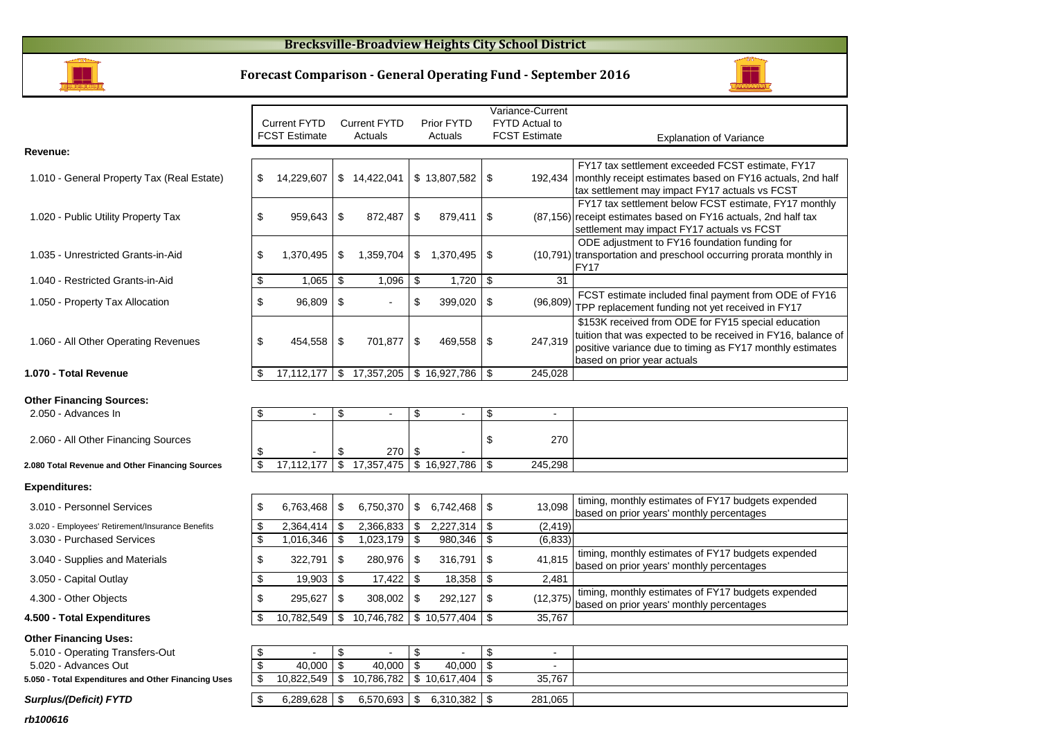# Brecksville-Broadview Heights City School District

## Forecast Comparison - General Operating Fund - September 2016

| | Current FYTD FCST Estimate | Current FYTD Actuals | Prior FYTD Actuals | Variance-Current FYTD Actual to FCST Estimate | Explanation of Variance |
|---|---|---|---|---|---|
| **Revenue:** | | | | | |
| 1.010 - General Property Tax (Real Estate) | $ 14,229,607 | $ 14,422,041 | $ 13,807,582 | $ 192,434 | FY17 tax settlement exceeded FCST estimate, FY17 monthly receipt estimates based on FY16 actuals, 2nd half tax settlement may impact FY17 actuals vs FCST |
| 1.020 - Public Utility Property Tax | $ 959,643 | $ 872,487 | $ 879,411 | $ (87,156) | FY17 tax settlement below FCST estimate, FY17 monthly receipt estimates based on FY16 actuals, 2nd half tax settlement may impact FY17 actuals vs FCST |
| 1.035 - Unrestricted Grants-in-Aid | $ 1,370,495 | $ 1,359,704 | $ 1,370,495 | $ (10,791) | ODE adjustment to FY16 foundation funding for transportation and preschool occurring prorata monthly in FY17 |
| 1.040 - Restricted Grants-in-Aid | $ 1,065 | $ 1,096 | $ 1,720 | $ 31 | |
| 1.050 - Property Tax Allocation | $ 96,809 | $ - | $ 399,020 | $ (96,809) | FCST estimate included final payment from ODE of FY16 TPP replacement funding not yet received in FY17 |
| 1.060 - All Other Operating Revenues | $ 454,558 | $ 701,877 | $ 469,558 | $ 247,319 | $153K received from ODE for FY15 special education tuition that was expected to be received in FY16, balance of positive variance due to timing as FY17 monthly estimates based on prior year actuals |
| **1.070 - Total Revenue** | $ 17,112,177 | $ 17,357,205 | $ 16,927,786 | $ 245,028 | |
| **Other Financing Sources:** | | | | | |
| 2.050 - Advances In | $ - | $ - | $ - | $ - | |
| 2.060 - All Other Financing Sources | $ - | $ 270 | $ - | $ 270 | |
| **2.080 Total Revenue and Other Financing Sources** | $ 17,112,177 | $ 17,357,475 | $ 16,927,786 | $ 245,298 | |
| **Expenditures:** | | | | | |
| 3.010 - Personnel Services | $ 6,763,468 | $ 6,750,370 | $ 6,742,468 | $ 13,098 | timing, monthly estimates of FY17 budgets expended based on prior years' monthly percentages |
| 3.020 - Employees' Retirement/Insurance Benefits | $ 2,364,414 | $ 2,366,833 | $ 2,227,314 | $ (2,419) | |
| 3.030 - Purchased Services | $ 1,016,346 | $ 1,023,179 | $ 980,346 | $ (6,833) | |
| 3.040 - Supplies and Materials | $ 322,791 | $ 280,976 | $ 316,791 | $ 41,815 | timing, monthly estimates of FY17 budgets expended based on prior years' monthly percentages |
| 3.050 - Capital Outlay | $ 19,903 | $ 17,422 | $ 18,358 | $ 2,481 | |
| 4.300 - Other Objects | $ 295,627 | $ 308,002 | $ 292,127 | $ (12,375) | timing, monthly estimates of FY17 budgets expended based on prior years' monthly percentages |
| **4.500 - Total Expenditures** | $ 10,782,549 | $ 10,746,782 | $ 10,577,404 | $ 35,767 | |
| **Other Financing Uses:** | | | | | |
| 5.010 - Operating Transfers-Out | $ - | $ - | $ - | $ - | |
| 5.020 - Advances Out | $ 40,000 | $ 40,000 | $ 40,000 | $ - | |
| **5.050 - Total Expenditures and Other Financing Uses** | $ 10,822,549 | $ 10,786,782 | $ 10,617,404 | $ 35,767 | |
| ***Surplus/(Deficit) FYTD*** | $ 6,289,628 | $ 6,570,693 | $ 6,310,382 | $ 281,065 | |

*rb100616*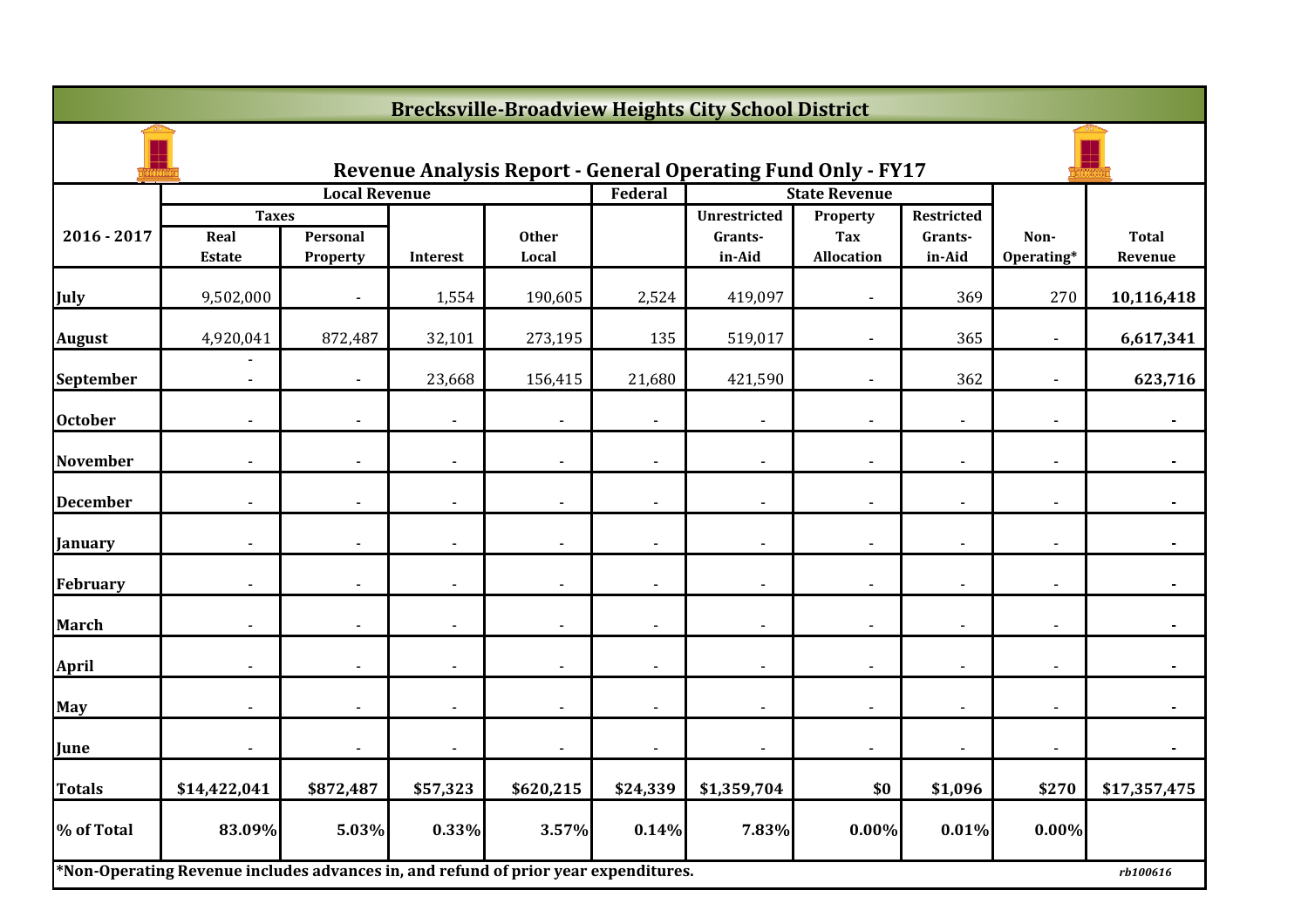# Brecksville-Broadview Heights City School District

## Revenue Analysis Report - General Operating Fund Only - FY17

| 2016 - 2017 | Local Revenue | | | | Federal | State Revenue | | | | |
|---|---|---|---|---|---|---|---|---|---|---|
| | Taxes | | | | | | | | | |
| | Real Estate | Personal Property | Interest | Other Local | | Unrestricted Grants-in-Aid | Property Tax Allocation | Restricted Grants-in-Aid | Non-Operating* | Total Revenue |
| July | 9,502,000 | - | 1,554 | 190,605 | 2,524 | 419,097 | - | 369 | 270 | **10,116,418** |
| August | 4,920,041 | 872,487 | 32,101 | 273,195 | 135 | 519,017 | - | 365 | - | **6,617,341** |
| September | - - | - | 23,668 | 156,415 | 21,680 | 421,590 | - | 362 | - | **623,716** |
| October | - | - | - | - | - | - | - | - | - | **-** |
| November | - | - | - | - | - | - | - | - | - | **-** |
| December | - | - | - | - | - | - | - | - | - | **-** |
| January | - | - | - | - | - | - | - | - | - | **-** |
| February | - | - | - | - | - | - | - | - | - | **-** |
| March | - | - | - | - | - | - | - | - | - | **-** |
| April | - | - | - | - | - | - | - | - | - | **-** |
| May | - | - | - | - | - | - | - | - | - | **-** |
| June | - | - | - | - | - | - | - | - | - | **-** |
| **Totals** | **$14,422,041** | **$872,487** | **$57,323** | **$620,215** | **$24,339** | **$1,359,704** | **$0** | **$1,096** | **$270** | **$17,357,475** |
| **% of Total** | **83.09%** | **5.03%** | **0.33%** | **3.57%** | **0.14%** | **7.83%** | **0.00%** | **0.01%** | **0.00%** | |

***Non-Operating Revenue includes advances in, and refund of prior year expenditures.**

*rb100616*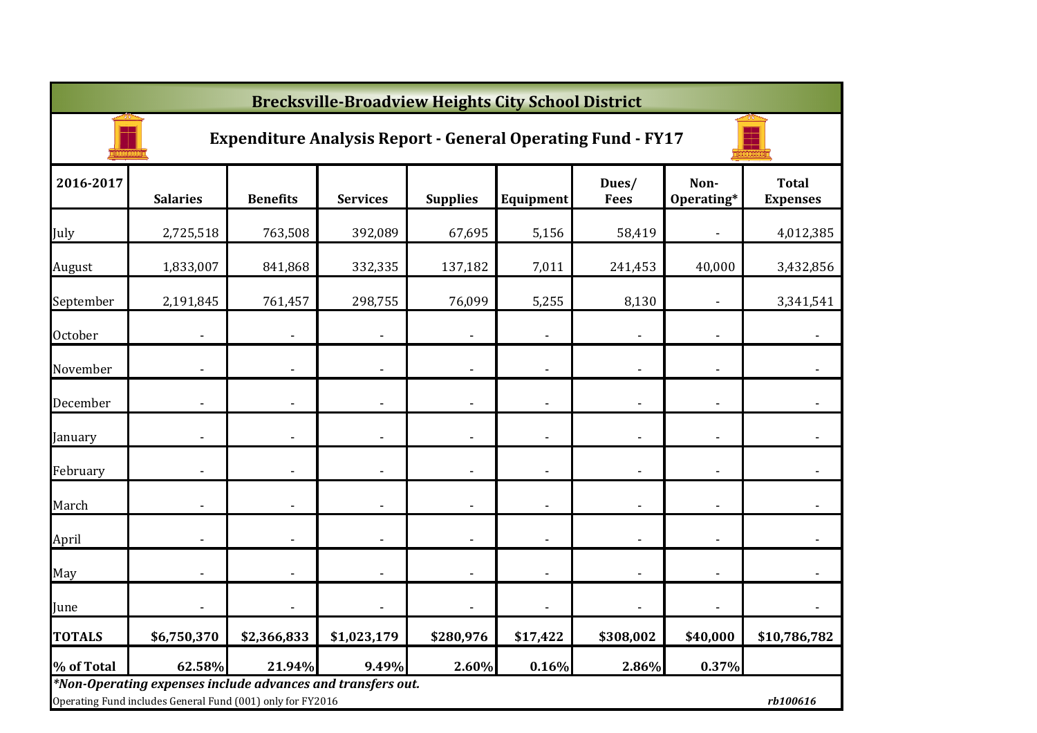# Brecksville-Broadview Heights City School District

## Expenditure Analysis Report - General Operating Fund - FY17

| 2016-2017 | Salaries | Benefits | Services | Supplies | Equipment | Dues/ Fees | Non-Operating* | Total Expenses |
|---|---|---|---|---|---|---|---|---|
| July | 2,725,518 | 763,508 | 392,089 | 67,695 | 5,156 | 58,419 | - | 4,012,385 |
| August | 1,833,007 | 841,868 | 332,335 | 137,182 | 7,011 | 241,453 | 40,000 | 3,432,856 |
| September | 2,191,845 | 761,457 | 298,755 | 76,099 | 5,255 | 8,130 | - | 3,341,541 |
| October | - | - | - | - | - | - | - | - |
| November | - | - | - | - | - | - | - | - |
| December | - | - | - | - | - | - | - | - |
| January | - | - | - | - | - | - | - | - |
| February | - | - | - | - | - | - | - | - |
| March | - | - | - | - | - | - | - | - |
| April | - | - | - | - | - | - | - | - |
| May | - | - | - | - | - | - | - | - |
| June | - | - | - | - | - | - | - | - |
| **TOTALS** | **$6,750,370** | **$2,366,833** | **$1,023,179** | **$280,976** | **$17,422** | **$308,002** | **$40,000** | **$10,786,782** |
| **% of Total** | **62.58%** | **21.94%** | **9.49%** | **2.60%** | **0.16%** | **2.86%** | **0.37%** | |

***Non-Operating expenses include advances and transfers out.***

Operating Fund includes General Fund (001) only for FY2016

*rb100616*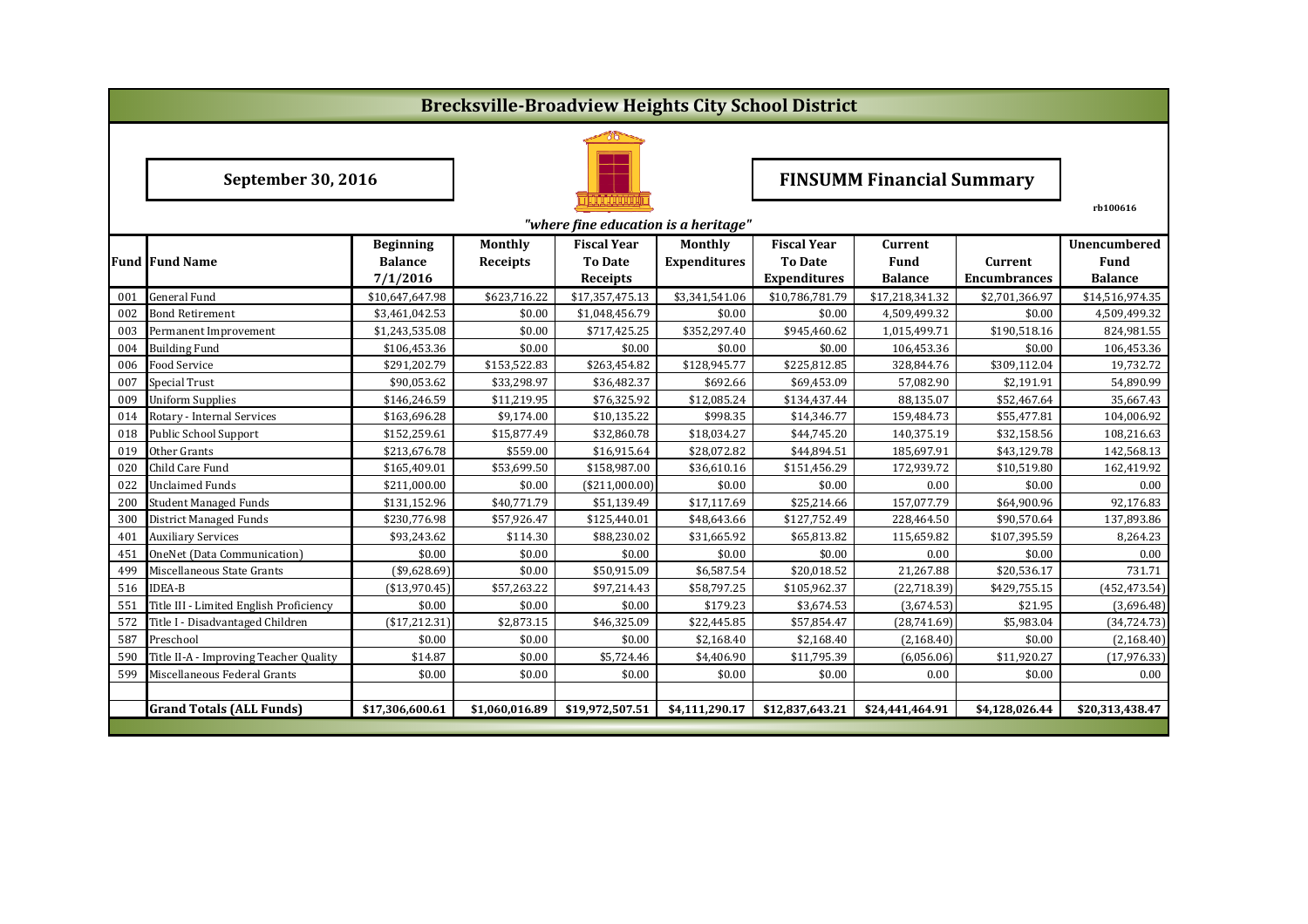# Brecksville-Broadview Heights City School District

**September 30, 2016**

## FINSUMM Financial Summary

rb100616

*"where fine education is a heritage"*

| Fund | Fund Name | Beginning Balance 7/1/2016 | Monthly Receipts | Fiscal Year To Date Receipts | Monthly Expenditures | Fiscal Year To Date Expenditures | Current Fund Balance | Current Encumbrances | Unencumbered Fund Balance |
|---|---|---|---|---|---|---|---|---|---|
| 001 | General Fund | $10,647,647.98 | $623,716.22 | $17,357,475.13 | $3,341,541.06 | $10,786,781.79 | $17,218,341.32 | $2,701,366.97 | $14,516,974.35 |
| 002 | Bond Retirement | $3,461,042.53 | $0.00 | $1,048,456.79 | $0.00 | $0.00 | 4,509,499.32 | $0.00 | 4,509,499.32 |
| 003 | Permanent Improvement | $1,243,535.08 | $0.00 | $717,425.25 | $352,297.40 | $945,460.62 | 1,015,499.71 | $190,518.16 | 824,981.55 |
| 004 | Building Fund | $106,453.36 | $0.00 | $0.00 | $0.00 | $0.00 | 106,453.36 | $0.00 | 106,453.36 |
| 006 | Food Service | $291,202.79 | $153,522.83 | $263,454.82 | $128,945.77 | $225,812.85 | 328,844.76 | $309,112.04 | 19,732.72 |
| 007 | Special Trust | $90,053.62 | $33,298.97 | $36,482.37 | $692.66 | $69,453.09 | 57,082.90 | $2,191.91 | 54,890.99 |
| 009 | Uniform Supplies | $146,246.59 | $11,219.95 | $76,325.92 | $12,085.24 | $134,437.44 | 88,135.07 | $52,467.64 | 35,667.43 |
| 014 | Rotary - Internal Services | $163,696.28 | $9,174.00 | $10,135.22 | $998.35 | $14,346.77 | 159,484.73 | $55,477.81 | 104,006.92 |
| 018 | Public School Support | $152,259.61 | $15,877.49 | $32,860.78 | $18,034.27 | $44,745.20 | 140,375.19 | $32,158.56 | 108,216.63 |
| 019 | Other Grants | $213,676.78 | $559.00 | $16,915.64 | $28,072.82 | $44,894.51 | 185,697.91 | $43,129.78 | 142,568.13 |
| 020 | Child Care Fund | $165,409.01 | $53,699.50 | $158,987.00 | $36,610.16 | $151,456.29 | 172,939.72 | $10,519.80 | 162,419.92 |
| 022 | Unclaimed Funds | $211,000.00 | $0.00 | ($211,000.00) | $0.00 | $0.00 | 0.00 | $0.00 | 0.00 |
| 200 | Student Managed Funds | $131,152.96 | $40,771.79 | $51,139.49 | $17,117.69 | $25,214.66 | 157,077.79 | $64,900.96 | 92,176.83 |
| 300 | District Managed Funds | $230,776.98 | $57,926.47 | $125,440.01 | $48,643.66 | $127,752.49 | 228,464.50 | $90,570.64 | 137,893.86 |
| 401 | Auxiliary Services | $93,243.62 | $114.30 | $88,230.02 | $31,665.92 | $65,813.82 | 115,659.82 | $107,395.59 | 8,264.23 |
| 451 | OneNet (Data Communication) | $0.00 | $0.00 | $0.00 | $0.00 | $0.00 | 0.00 | $0.00 | 0.00 |
| 499 | Miscellaneous State Grants | ($9,628.69) | $0.00 | $50,915.09 | $6,587.54 | $20,018.52 | 21,267.88 | $20,536.17 | 731.71 |
| 516 | IDEA-B | ($13,970.45) | $57,263.22 | $97,214.43 | $58,797.25 | $105,962.37 | (22,718.39) | $429,755.15 | (452,473.54) |
| 551 | Title III - Limited English Proficiency | $0.00 | $0.00 | $0.00 | $179.23 | $3,674.53 | (3,674.53) | $21.95 | (3,696.48) |
| 572 | Title I - Disadvantaged Children | ($17,212.31) | $2,873.15 | $46,325.09 | $22,445.85 | $57,854.47 | (28,741.69) | $5,983.04 | (34,724.73) |
| 587 | Preschool | $0.00 | $0.00 | $0.00 | $2,168.40 | $2,168.40 | (2,168.40) | $0.00 | (2,168.40) |
| 590 | Title II-A - Improving Teacher Quality | $14.87 | $0.00 | $5,724.46 | $4,406.90 | $11,795.39 | (6,056.06) | $11,920.27 | (17,976.33) |
| 599 | Miscellaneous Federal Grants | $0.00 | $0.00 | $0.00 | $0.00 | $0.00 | 0.00 | $0.00 | 0.00 |
| | | | | | | | | | |
| | **Grand Totals (ALL Funds)** | **$17,306,600.61** | **$1,060,016.89** | **$19,972,507.51** | **$4,111,290.17** | **$12,837,643.21** | **$24,441,464.91** | **$4,128,026.44** | **$20,313,438.47** |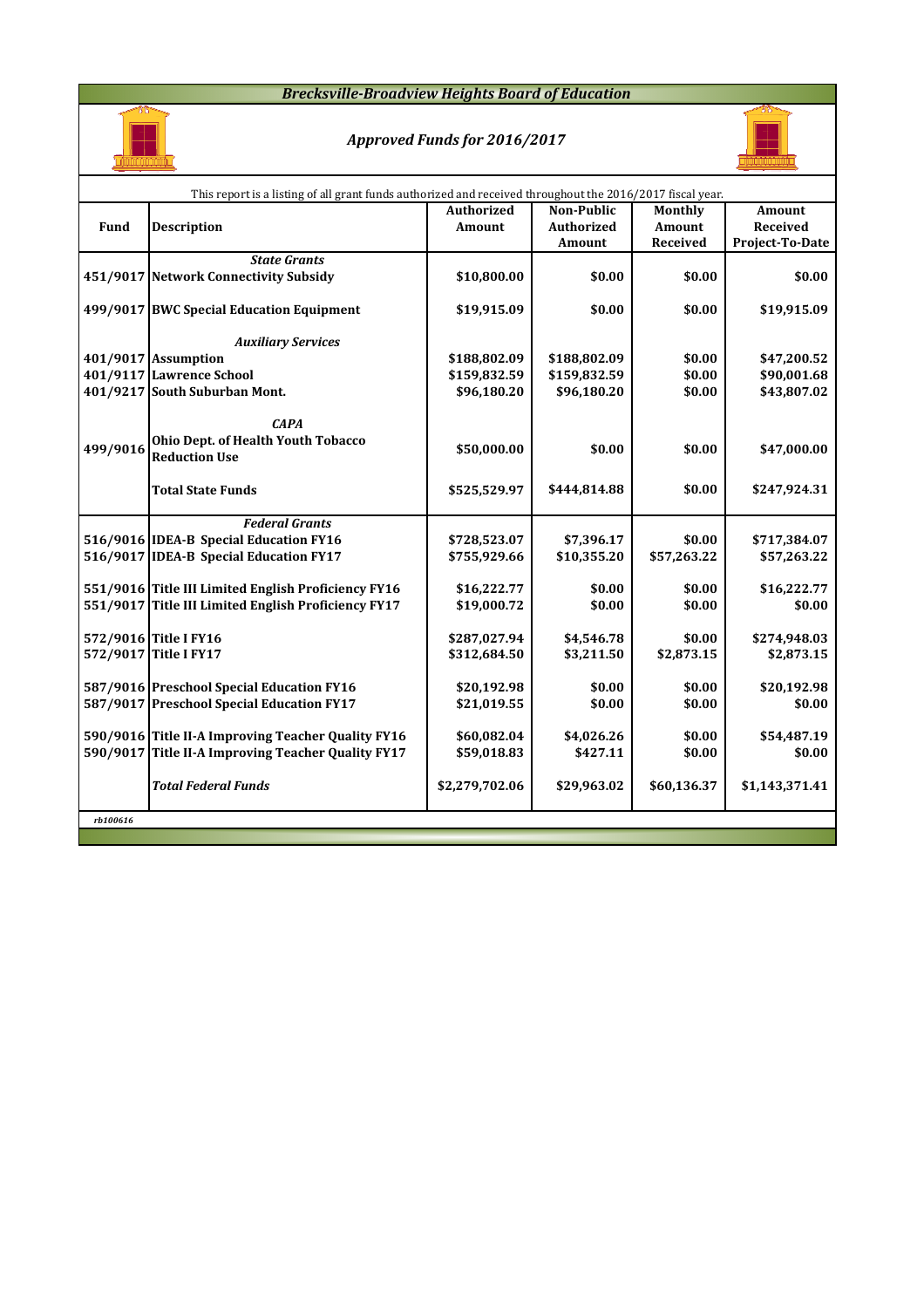# Brecksville-Broadview Heights Board of Education

## Approved Funds for 2016/2017

This report is a listing of all grant funds authorized and received throughout the 2016/2017 fiscal year.

| Fund | Description | Authorized Amount | Non-Public Authorized Amount | Monthly Amount Received | Amount Received Project-To-Date |
|---|---|---|---|---|---|
| | *State Grants* | | | | |
| 451/9017 | Network Connectivity Subsidy | $10,800.00 | $0.00 | $0.00 | $0.00 |
| 499/9017 | BWC Special Education Equipment | $19,915.09 | $0.00 | $0.00 | $19,915.09 |
| | *Auxiliary Services* | | | | |
| 401/9017 | Assumption | $188,802.09 | $188,802.09 | $0.00 | $47,200.52 |
| 401/9117 | Lawrence School | $159,832.59 | $159,832.59 | $0.00 | $90,001.68 |
| 401/9217 | South Suburban Mont. | $96,180.20 | $96,180.20 | $0.00 | $43,807.02 |
| | *CAPA* | | | | |
| 499/9016 | Ohio Dept. of Health Youth Tobacco Reduction Use | $50,000.00 | $0.00 | $0.00 | $47,000.00 |
| | Total State Funds | $525,529.97 | $444,814.88 | $0.00 | $247,924.31 |
| | *Federal Grants* | | | | |
| 516/9016 | IDEA-B Special Education FY16 | $728,523.07 | $7,396.17 | $0.00 | $717,384.07 |
| 516/9017 | IDEA-B Special Education FY17 | $755,929.66 | $10,355.20 | $57,263.22 | $57,263.22 |
| 551/9016 | Title III Limited English Proficiency FY16 | $16,222.77 | $0.00 | $0.00 | $16,222.77 |
| 551/9017 | Title III Limited English Proficiency FY17 | $19,000.72 | $0.00 | $0.00 | $0.00 |
| 572/9016 | Title I FY16 | $287,027.94 | $4,546.78 | $0.00 | $274,948.03 |
| 572/9017 | Title I FY17 | $312,684.50 | $3,211.50 | $2,873.15 | $2,873.15 |
| 587/9016 | Preschool Special Education FY16 | $20,192.98 | $0.00 | $0.00 | $20,192.98 |
| 587/9017 | Preschool Special Education FY17 | $21,019.55 | $0.00 | $0.00 | $0.00 |
| 590/9016 | Title II-A Improving Teacher Quality FY16 | $60,082.04 | $4,026.26 | $0.00 | $54,487.19 |
| 590/9017 | Title II-A Improving Teacher Quality FY17 | $59,018.83 | $427.11 | $0.00 | $0.00 |
| | *Total Federal Funds* | $2,279,702.06 | $29,963.02 | $60,136.37 | $1,143,371.41 |

*rb100616*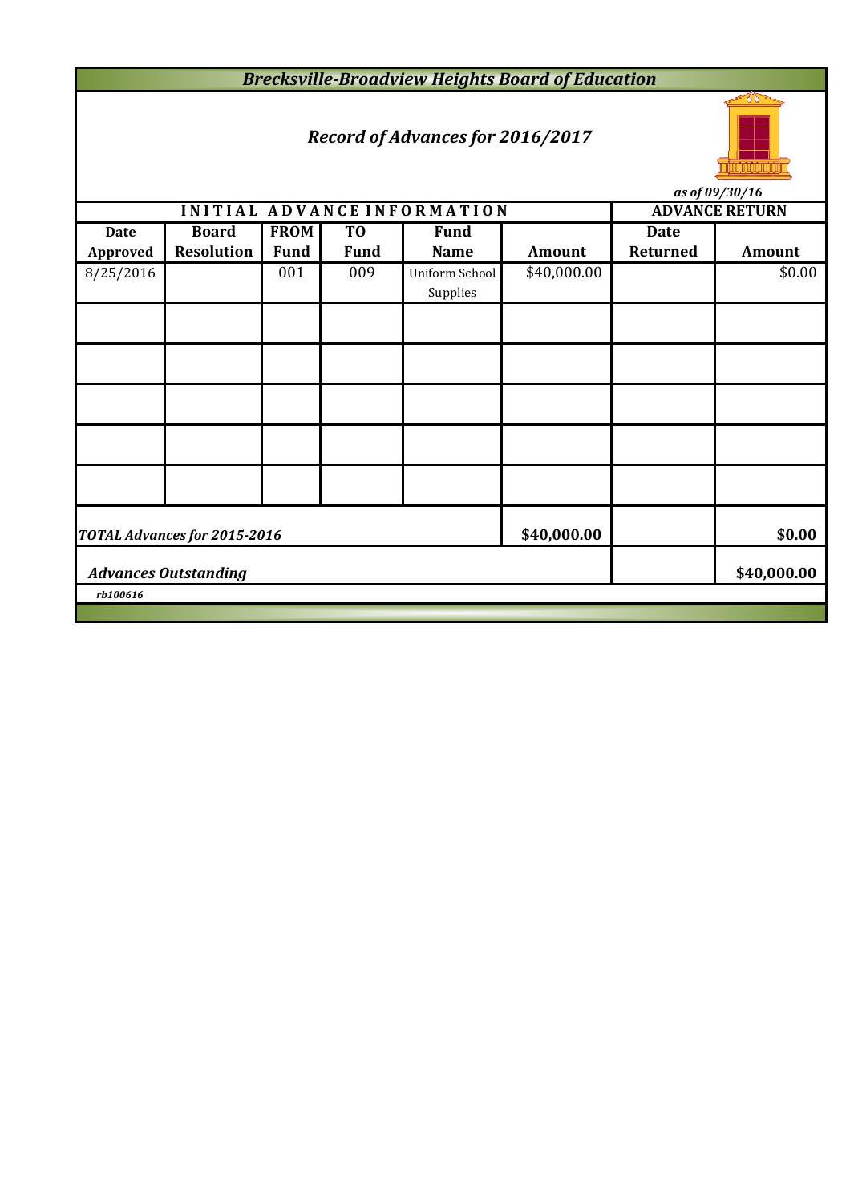# *Brecksville-Broadview Heights Board of Education*

## *Record of Advances for 2016/2017*

*as of 09/30/16*

| INITIAL ADVANCE INFORMATION | | | | | | ADVANCE RETURN | |
|---|---|---|---|---|---|---|---|
| **Date Approved** | **Board Resolution** | **FROM Fund** | **TO Fund** | **Fund Name** | **Amount** | **Date Returned** | **Amount** |
| 8/25/2016 | | 001 | 009 | Uniform School Supplies | $40,000.00 | | $0.00 |
| | | | | | | | |
| | | | | | | | |
| | | | | | | | |
| | | | | | | | |
| | | | | | | | |
| ***TOTAL Advances for 2015-2016*** | | | | | **$40,000.00** | | **$0.00** |
| ***Advances Outstanding*** | | | | | | | **$40,000.00** |

***rb100616***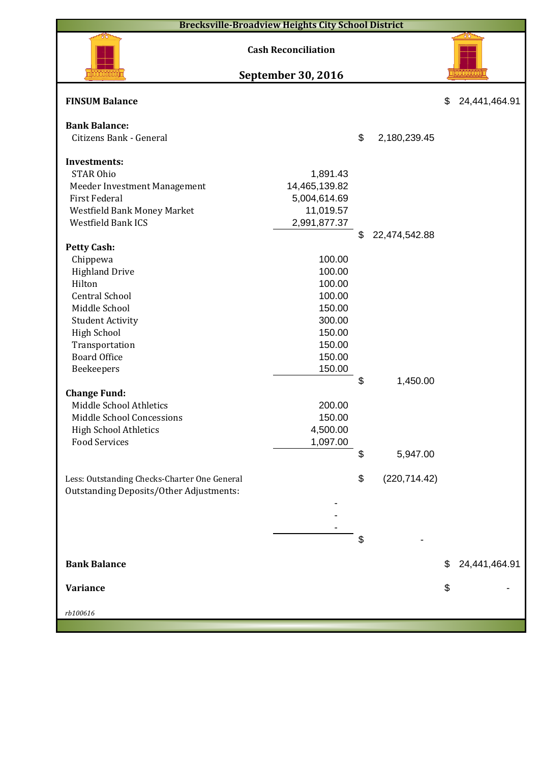# Brecksville-Broadview Heights City School District

## Cash Reconciliation

## September 30, 2016

| | | | |
|---|---|---|---|
| **FINSUM Balance** | | | $ 24,441,464.91 |
| **Bank Balance:** | | | |
| Citizens Bank - General | | $ 2,180,239.45 | |
| **Investments:** | | | |
| STAR Ohio | 1,891.43 | | |
| Meeder Investment Management | 14,465,139.82 | | |
| First Federal | 5,004,614.69 | | |
| Westfield Bank Money Market | 11,019.57 | | |
| Westfield Bank ICS | 2,991,877.37 | | |
| | | $ 22,474,542.88 | |
| **Petty Cash:** | | | |
| Chippewa | 100.00 | | |
| Highland Drive | 100.00 | | |
| Hilton | 100.00 | | |
| Central School | 100.00 | | |
| Middle School | 150.00 | | |
| Student Activity | 300.00 | | |
| High School | 150.00 | | |
| Transportation | 150.00 | | |
| Board Office | 150.00 | | |
| Beekeepers | 150.00 | | |
| | | $ 1,450.00 | |
| **Change Fund:** | | | |
| Middle School Athletics | 200.00 | | |
| Middle School Concessions | 150.00 | | |
| High School Athletics | 4,500.00 | | |
| Food Services | 1,097.00 | | |
| | | $ 5,947.00 | |
| Less: Outstanding Checks-Charter One General | | $ (220,714.42) | |
| Outstanding Deposits/Other Adjustments: | | | |
| | - | | |
| | - | | |
| | - | | |
| | | $ - | |
| **Bank Balance** | | | $ 24,441,464.91 |
| **Variance** | | | $ - |

*rb100616*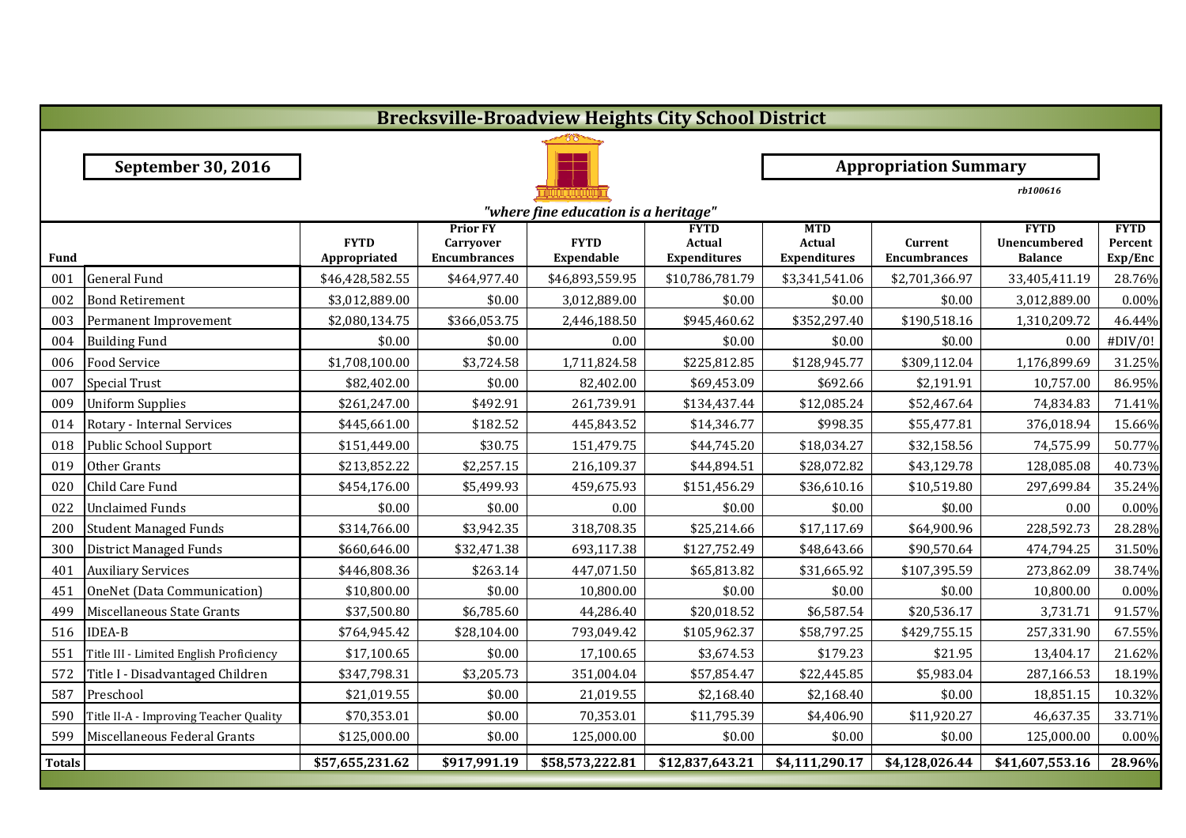# Brecksville-Broadview Heights City School District

**September 30, 2016**

**Appropriation Summary**

*rb100616*

*"where fine education is a heritage"*

| Fund | | FYTD Appropriated | Prior FY Carryover Encumbrances | FYTD Expendable | FYTD Actual Expenditures | MTD Actual Expenditures | Current Encumbrances | FYTD Unencumbered Balance | FYTD Percent Exp/Enc |
|---|---|---|---|---|---|---|---|---|---|
| 001 | General Fund | $46,428,582.55 | $464,977.40 | $46,893,559.95 | $10,786,781.79 | $3,341,541.06 | $2,701,366.97 | 33,405,411.19 | 28.76% |
| 002 | Bond Retirement | $3,012,889.00 | $0.00 | 3,012,889.00 | $0.00 | $0.00 | $0.00 | 3,012,889.00 | 0.00% |
| 003 | Permanent Improvement | $2,080,134.75 | $366,053.75 | 2,446,188.50 | $945,460.62 | $352,297.40 | $190,518.16 | 1,310,209.72 | 46.44% |
| 004 | Building Fund | $0.00 | $0.00 | 0.00 | $0.00 | $0.00 | $0.00 | 0.00 | #DIV/0! |
| 006 | Food Service | $1,708,100.00 | $3,724.58 | 1,711,824.58 | $225,812.85 | $128,945.77 | $309,112.04 | 1,176,899.69 | 31.25% |
| 007 | Special Trust | $82,402.00 | $0.00 | 82,402.00 | $69,453.09 | $692.66 | $2,191.91 | 10,757.00 | 86.95% |
| 009 | Uniform Supplies | $261,247.00 | $492.91 | 261,739.91 | $134,437.44 | $12,085.24 | $52,467.64 | 74,834.83 | 71.41% |
| 014 | Rotary - Internal Services | $445,661.00 | $182.52 | 445,843.52 | $14,346.77 | $998.35 | $55,477.81 | 376,018.94 | 15.66% |
| 018 | Public School Support | $151,449.00 | $30.75 | 151,479.75 | $44,745.20 | $18,034.27 | $32,158.56 | 74,575.99 | 50.77% |
| 019 | Other Grants | $213,852.22 | $2,257.15 | 216,109.37 | $44,894.51 | $28,072.82 | $43,129.78 | 128,085.08 | 40.73% |
| 020 | Child Care Fund | $454,176.00 | $5,499.93 | 459,675.93 | $151,456.29 | $36,610.16 | $10,519.80 | 297,699.84 | 35.24% |
| 022 | Unclaimed Funds | $0.00 | $0.00 | 0.00 | $0.00 | $0.00 | $0.00 | 0.00 | 0.00% |
| 200 | Student Managed Funds | $314,766.00 | $3,942.35 | 318,708.35 | $25,214.66 | $17,117.69 | $64,900.96 | 228,592.73 | 28.28% |
| 300 | District Managed Funds | $660,646.00 | $32,471.38 | 693,117.38 | $127,752.49 | $48,643.66 | $90,570.64 | 474,794.25 | 31.50% |
| 401 | Auxiliary Services | $446,808.36 | $263.14 | 447,071.50 | $65,813.82 | $31,665.92 | $107,395.59 | 273,862.09 | 38.74% |
| 451 | OneNet (Data Communication) | $10,800.00 | $0.00 | 10,800.00 | $0.00 | $0.00 | $0.00 | 10,800.00 | 0.00% |
| 499 | Miscellaneous State Grants | $37,500.80 | $6,785.60 | 44,286.40 | $20,018.52 | $6,587.54 | $20,536.17 | 3,731.71 | 91.57% |
| 516 | IDEA-B | $764,945.42 | $28,104.00 | 793,049.42 | $105,962.37 | $58,797.25 | $429,755.15 | 257,331.90 | 67.55% |
| 551 | Title III - Limited English Proficiency | $17,100.65 | $0.00 | 17,100.65 | $3,674.53 | $179.23 | $21.95 | 13,404.17 | 21.62% |
| 572 | Title I - Disadvantaged Children | $347,798.31 | $3,205.73 | 351,004.04 | $57,854.47 | $22,445.85 | $5,983.04 | 287,166.53 | 18.19% |
| 587 | Preschool | $21,019.55 | $0.00 | 21,019.55 | $2,168.40 | $2,168.40 | $0.00 | 18,851.15 | 10.32% |
| 590 | Title II-A - Improving Teacher Quality | $70,353.01 | $0.00 | 70,353.01 | $11,795.39 | $4,406.90 | $11,920.27 | 46,637.35 | 33.71% |
| 599 | Miscellaneous Federal Grants | $125,000.00 | $0.00 | 125,000.00 | $0.00 | $0.00 | $0.00 | 125,000.00 | 0.00% |
| **Totals** | | **$57,655,231.62** | **$917,991.19** | **$58,573,222.81** | **$12,837,643.21** | **$4,111,290.17** | **$4,128,026.44** | **$41,607,553.16** | **28.96%** |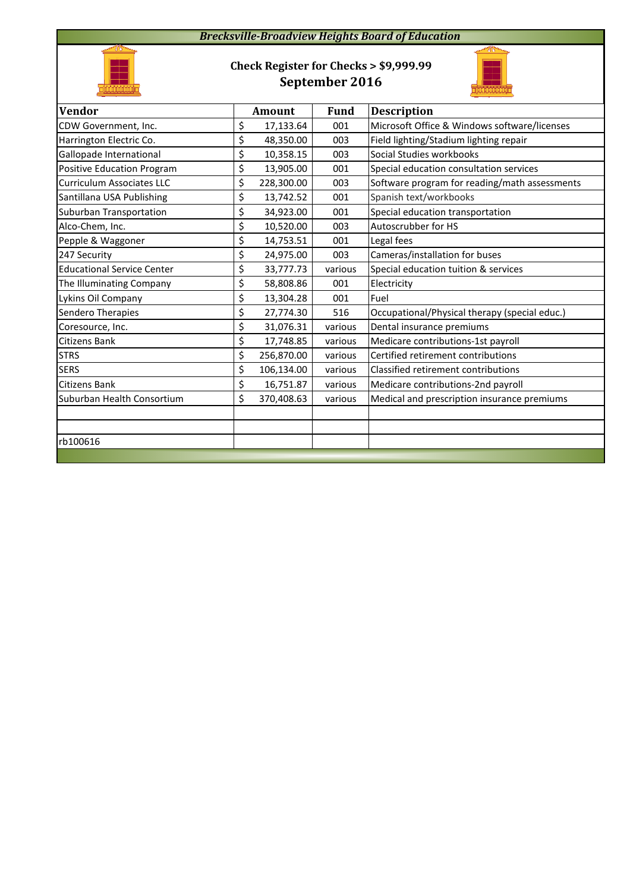## *Brecksville-Broadview Heights Board of Education*

### Check Register for Checks > $9,999.99
### September 2016

| Vendor | Amount | Fund | Description |
|---|---|---|---|
| CDW Government, Inc. | $ 17,133.64 | 001 | Microsoft Office & Windows software/licenses |
| Harrington Electric Co. | $ 48,350.00 | 003 | Field lighting/Stadium lighting repair |
| Gallopade International | $ 10,358.15 | 003 | Social Studies workbooks |
| Positive Education Program | $ 13,905.00 | 001 | Special education consultation services |
| Curriculum Associates LLC | $ 228,300.00 | 003 | Software program for reading/math assessments |
| Santillana USA Publishing | $ 13,742.52 | 001 | Spanish text/workbooks |
| Suburban Transportation | $ 34,923.00 | 001 | Special education transportation |
| Alco-Chem, Inc. | $ 10,520.00 | 003 | Autoscrubber for HS |
| Pepple & Waggoner | $ 14,753.51 | 001 | Legal fees |
| 247 Security | $ 24,975.00 | 003 | Cameras/installation for buses |
| Educational Service Center | $ 33,777.73 | various | Special education tuition & services |
| The Illuminating Company | $ 58,808.86 | 001 | Electricity |
| Lykins Oil Company | $ 13,304.28 | 001 | Fuel |
| Sendero Therapies | $ 27,774.30 | 516 | Occupational/Physical therapy (special educ.) |
| Coresource, Inc. | $ 31,076.31 | various | Dental insurance premiums |
| Citizens Bank | $ 17,748.85 | various | Medicare contributions-1st payroll |
| STRS | $ 256,870.00 | various | Certified retirement contributions |
| SERS | $ 106,134.00 | various | Classified retirement contributions |
| Citizens Bank | $ 16,751.87 | various | Medicare contributions-2nd payroll |
| Suburban Health Consortium | $ 370,408.63 | various | Medical and prescription insurance premiums |
| | | | |
| | | | |
| rb100616 | | | |